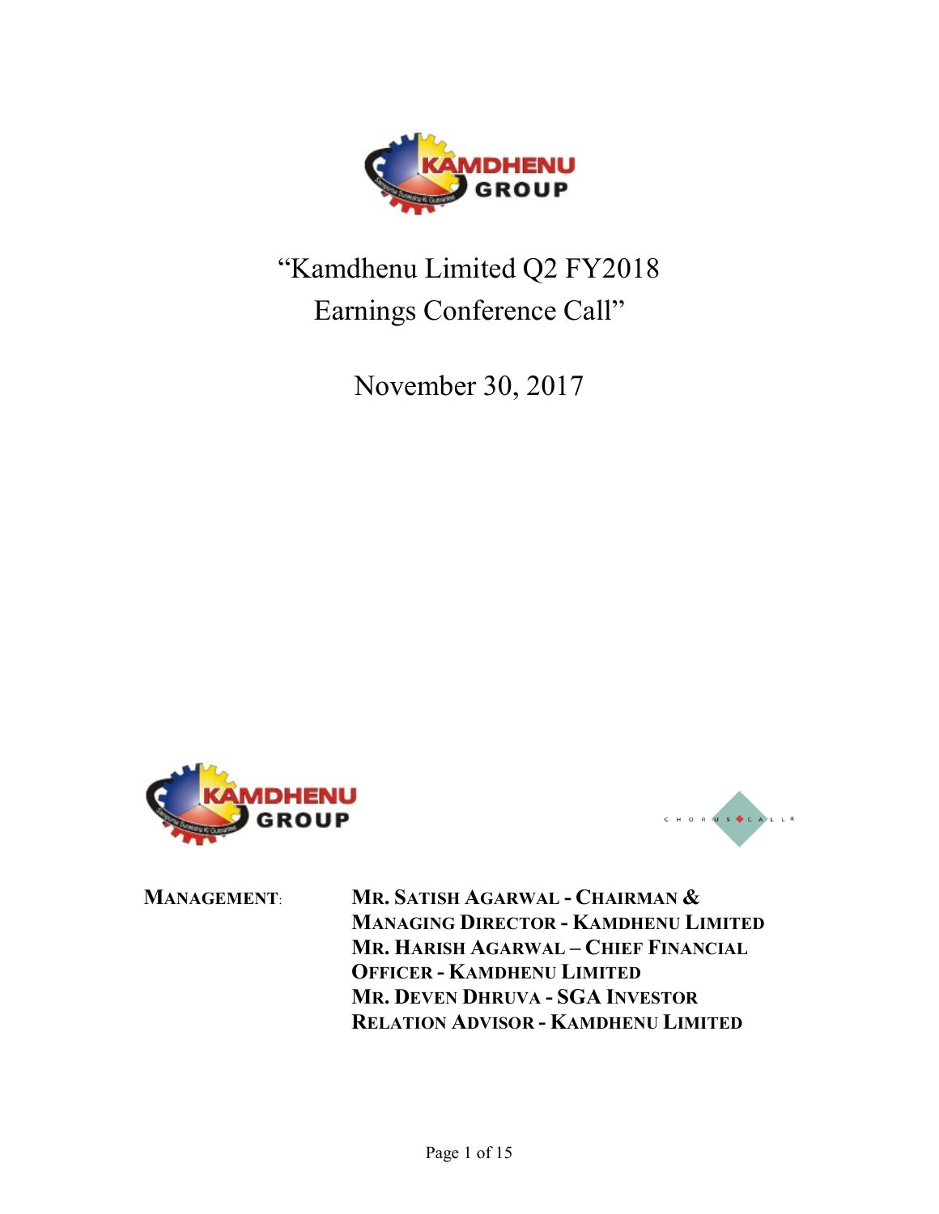# "Kamdhenu Limited Q2 FY2018 Earnings Conference Call"

November 30, 2017

**MANAGEMENT:** **MR. SATISH AGARWAL - CHAIRMAN & MANAGING DIRECTOR - KAMDHENU LIMITED**
**MR. HARISH AGARWAL – CHIEF FINANCIAL OFFICER - KAMDHENU LIMITED**
**MR. DEVEN DHRUVA - SGA INVESTOR RELATION ADVISOR - KAMDHENU LIMITED**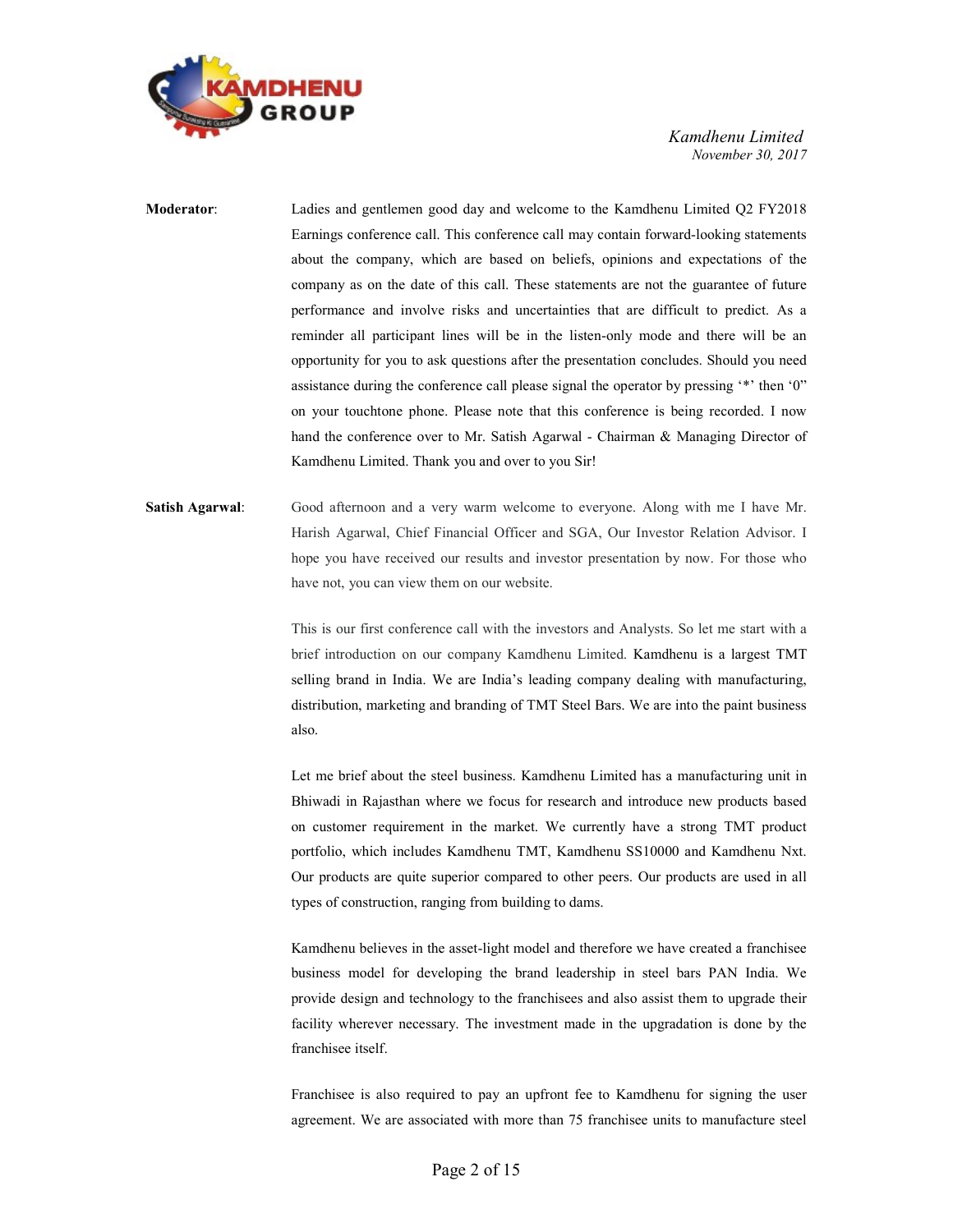**Moderator**: Ladies and gentlemen good day and welcome to the Kamdhenu Limited Q2 FY2018 Earnings conference call. This conference call may contain forward-looking statements about the company, which are based on beliefs, opinions and expectations of the company as on the date of this call. These statements are not the guarantee of future performance and involve risks and uncertainties that are difficult to predict. As a reminder all participant lines will be in the listen-only mode and there will be an opportunity for you to ask questions after the presentation concludes. Should you need assistance during the conference call please signal the operator by pressing '*' then '0" on your touchtone phone. Please note that this conference is being recorded. I now hand the conference over to Mr. Satish Agarwal - Chairman & Managing Director of Kamdhenu Limited. Thank you and over to you Sir!

**Satish Agarwal**: Good afternoon and a very warm welcome to everyone. Along with me I have Mr. Harish Agarwal, Chief Financial Officer and SGA, Our Investor Relation Advisor. I hope you have received our results and investor presentation by now. For those who have not, you can view them on our website.

This is our first conference call with the investors and Analysts. So let me start with a brief introduction on our company Kamdhenu Limited. Kamdhenu is a largest TMT selling brand in India. We are India's leading company dealing with manufacturing, distribution, marketing and branding of TMT Steel Bars. We are into the paint business also.

Let me brief about the steel business. Kamdhenu Limited has a manufacturing unit in Bhiwadi in Rajasthan where we focus for research and introduce new products based on customer requirement in the market. We currently have a strong TMT product portfolio, which includes Kamdhenu TMT, Kamdhenu SS10000 and Kamdhenu Nxt. Our products are quite superior compared to other peers. Our products are used in all types of construction, ranging from building to dams.

Kamdhenu believes in the asset-light model and therefore we have created a franchisee business model for developing the brand leadership in steel bars PAN India. We provide design and technology to the franchisees and also assist them to upgrade their facility wherever necessary. The investment made in the upgradation is done by the franchisee itself.

Franchisee is also required to pay an upfront fee to Kamdhenu for signing the user agreement. We are associated with more than 75 franchisee units to manufacture steel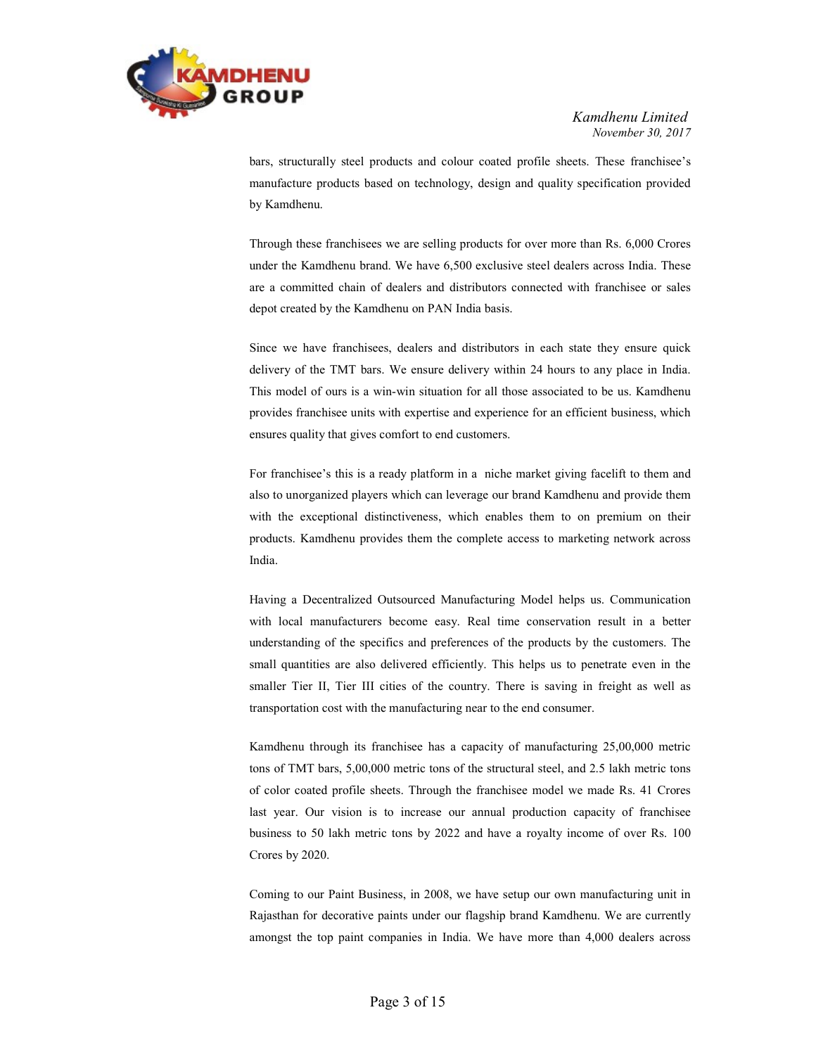bars, structurally steel products and colour coated profile sheets. These franchisee's manufacture products based on technology, design and quality specification provided by Kamdhenu.

Through these franchisees we are selling products for over more than Rs. 6,000 Crores under the Kamdhenu brand. We have 6,500 exclusive steel dealers across India. These are a committed chain of dealers and distributors connected with franchisee or sales depot created by the Kamdhenu on PAN India basis.

Since we have franchisees, dealers and distributors in each state they ensure quick delivery of the TMT bars. We ensure delivery within 24 hours to any place in India. This model of ours is a win-win situation for all those associated to be us. Kamdhenu provides franchisee units with expertise and experience for an efficient business, which ensures quality that gives comfort to end customers.

For franchisee's this is a ready platform in a niche market giving facelift to them and also to unorganized players which can leverage our brand Kamdhenu and provide them with the exceptional distinctiveness, which enables them to on premium on their products. Kamdhenu provides them the complete access to marketing network across India.

Having a Decentralized Outsourced Manufacturing Model helps us. Communication with local manufacturers become easy. Real time conservation result in a better understanding of the specifics and preferences of the products by the customers. The small quantities are also delivered efficiently. This helps us to penetrate even in the smaller Tier II, Tier III cities of the country. There is saving in freight as well as transportation cost with the manufacturing near to the end consumer.

Kamdhenu through its franchisee has a capacity of manufacturing 25,00,000 metric tons of TMT bars, 5,00,000 metric tons of the structural steel, and 2.5 lakh metric tons of color coated profile sheets. Through the franchisee model we made Rs. 41 Crores last year. Our vision is to increase our annual production capacity of franchisee business to 50 lakh metric tons by 2022 and have a royalty income of over Rs. 100 Crores by 2020.

Coming to our Paint Business, in 2008, we have setup our own manufacturing unit in Rajasthan for decorative paints under our flagship brand Kamdhenu. We are currently amongst the top paint companies in India. We have more than 4,000 dealers across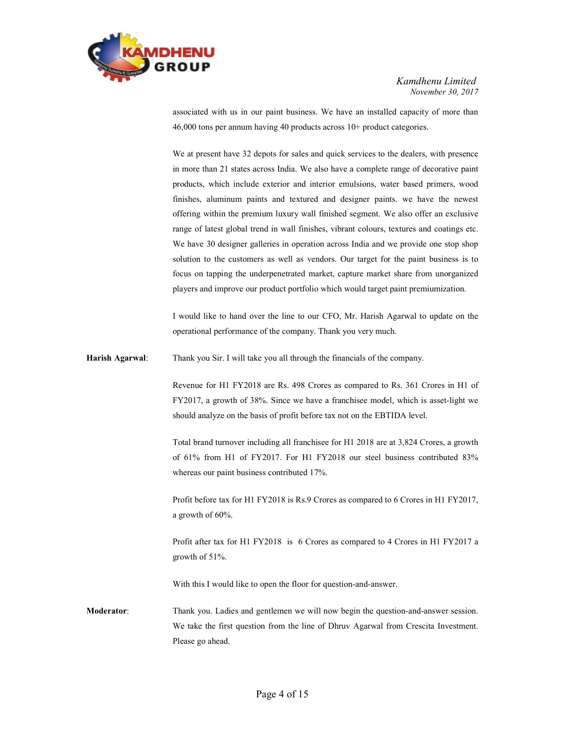associated with us in our paint business. We have an installed capacity of more than 46,000 tons per annum having 40 products across 10+ product categories.

We at present have 32 depots for sales and quick services to the dealers, with presence in more than 21 states across India. We also have a complete range of decorative paint products, which include exterior and interior emulsions, water based primers, wood finishes, aluminum paints and textured and designer paints. we have the newest offering within the premium luxury wall finished segment. We also offer an exclusive range of latest global trend in wall finishes, vibrant colours, textures and coatings etc. We have 30 designer galleries in operation across India and we provide one stop shop solution to the customers as well as vendors. Our target for the paint business is to focus on tapping the underpenetrated market, capture market share from unorganized players and improve our product portfolio which would target paint premiumization.

I would like to hand over the line to our CFO, Mr. Harish Agarwal to update on the operational performance of the company. Thank you very much.

**Harish Agarwal**: Thank you Sir. I will take you all through the financials of the company.

Revenue for H1 FY2018 are Rs. 498 Crores as compared to Rs. 361 Crores in H1 of FY2017, a growth of 38%. Since we have a franchisee model, which is asset-light we should analyze on the basis of profit before tax not on the EBTIDA level.

Total brand turnover including all franchisee for H1 2018 are at 3,824 Crores, a growth of 61% from H1 of FY2017. For H1 FY2018 our steel business contributed 83% whereas our paint business contributed 17%.

Profit before tax for H1 FY2018 is Rs.9 Crores as compared to 6 Crores in H1 FY2017, a growth of 60%.

Profit after tax for H1 FY2018 is 6 Crores as compared to 4 Crores in H1 FY2017 a growth of 51%.

With this I would like to open the floor for question-and-answer.

**Moderator**: Thank you. Ladies and gentlemen we will now begin the question-and-answer session. We take the first question from the line of Dhruv Agarwal from Crescita Investment. Please go ahead.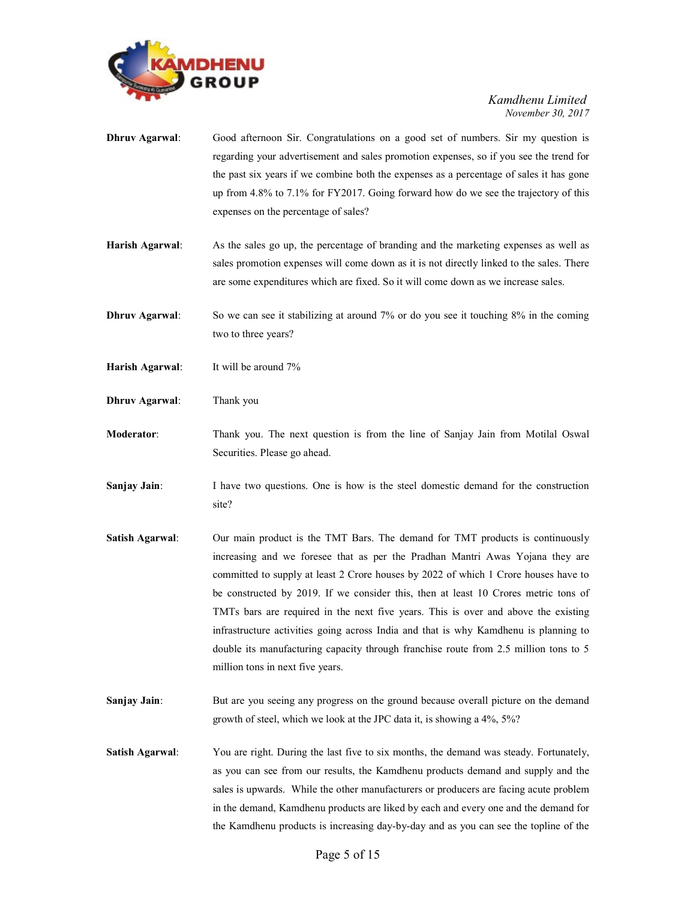**Dhruv Agarwal**: Good afternoon Sir. Congratulations on a good set of numbers. Sir my question is regarding your advertisement and sales promotion expenses, so if you see the trend for the past six years if we combine both the expenses as a percentage of sales it has gone up from 4.8% to 7.1% for FY2017. Going forward how do we see the trajectory of this expenses on the percentage of sales?

**Harish Agarwal**: As the sales go up, the percentage of branding and the marketing expenses as well as sales promotion expenses will come down as it is not directly linked to the sales. There are some expenditures which are fixed. So it will come down as we increase sales.

**Dhruv Agarwal**: So we can see it stabilizing at around 7% or do you see it touching 8% in the coming two to three years?

**Harish Agarwal**: It will be around 7%

**Dhruv Agarwal**: Thank you

**Moderator**: Thank you. The next question is from the line of Sanjay Jain from Motilal Oswal Securities. Please go ahead.

**Sanjay Jain**: I have two questions. One is how is the steel domestic demand for the construction site?

**Satish Agarwal**: Our main product is the TMT Bars. The demand for TMT products is continuously increasing and we foresee that as per the Pradhan Mantri Awas Yojana they are committed to supply at least 2 Crore houses by 2022 of which 1 Crore houses have to be constructed by 2019. If we consider this, then at least 10 Crores metric tons of TMTs bars are required in the next five years. This is over and above the existing infrastructure activities going across India and that is why Kamdhenu is planning to double its manufacturing capacity through franchise route from 2.5 million tons to 5 million tons in next five years.

**Sanjay Jain**: But are you seeing any progress on the ground because overall picture on the demand growth of steel, which we look at the JPC data it, is showing a 4%, 5%?

**Satish Agarwal**: You are right. During the last five to six months, the demand was steady. Fortunately, as you can see from our results, the Kamdhenu products demand and supply and the sales is upwards. While the other manufacturers or producers are facing acute problem in the demand, Kamdhenu products are liked by each and every one and the demand for the Kamdhenu products is increasing day-by-day and as you can see the topline of the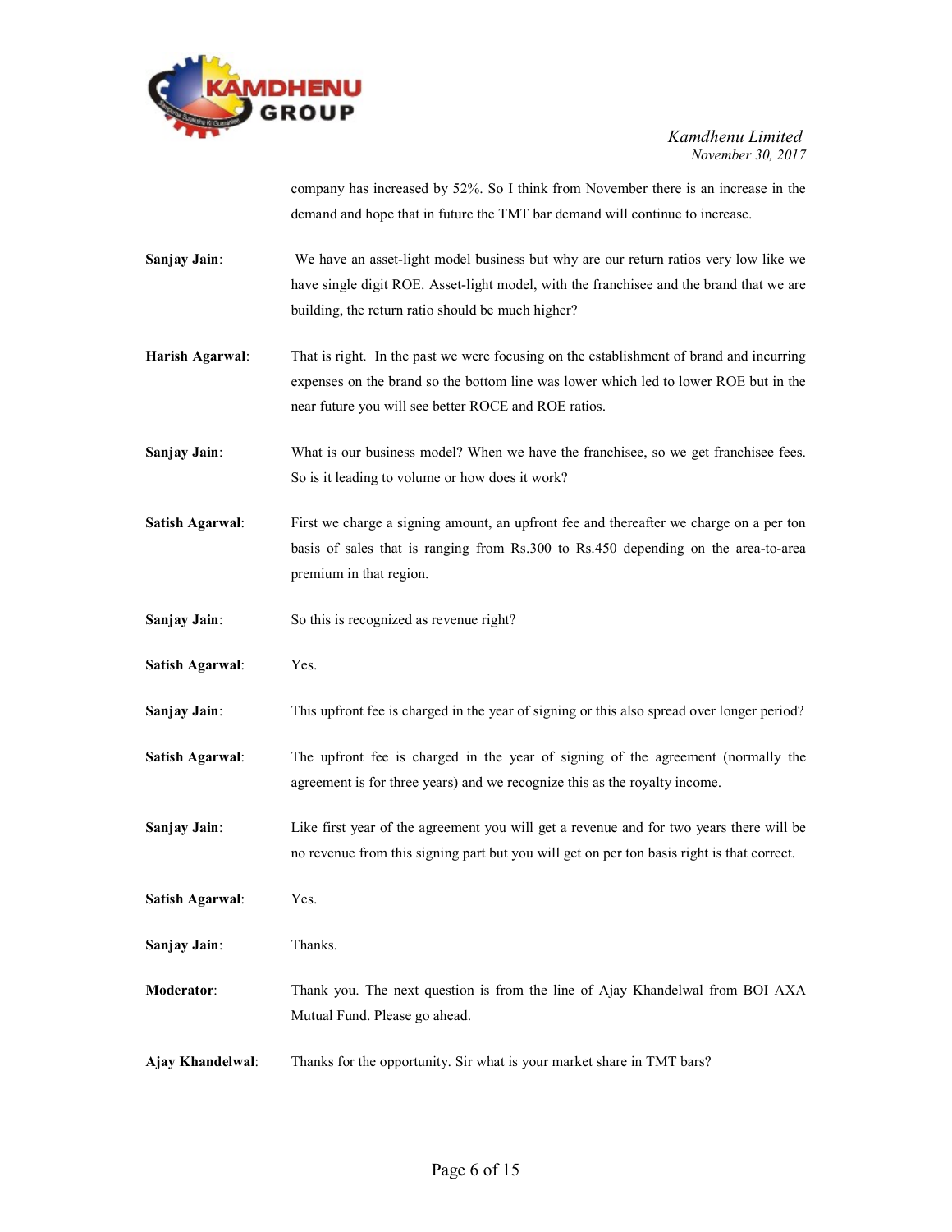company has increased by 52%. So I think from November there is an increase in the demand and hope that in future the TMT bar demand will continue to increase.

**Sanjay Jain**: We have an asset-light model business but why are our return ratios very low like we have single digit ROE. Asset-light model, with the franchisee and the brand that we are building, the return ratio should be much higher?

**Harish Agarwal**: That is right. In the past we were focusing on the establishment of brand and incurring expenses on the brand so the bottom line was lower which led to lower ROE but in the near future you will see better ROCE and ROE ratios.

**Sanjay Jain**: What is our business model? When we have the franchisee, so we get franchisee fees. So is it leading to volume or how does it work?

**Satish Agarwal**: First we charge a signing amount, an upfront fee and thereafter we charge on a per ton basis of sales that is ranging from Rs.300 to Rs.450 depending on the area-to-area premium in that region.

**Sanjay Jain**: So this is recognized as revenue right?

**Satish Agarwal**: Yes.

**Sanjay Jain**: This upfront fee is charged in the year of signing or this also spread over longer period?

**Satish Agarwal**: The upfront fee is charged in the year of signing of the agreement (normally the agreement is for three years) and we recognize this as the royalty income.

**Sanjay Jain**: Like first year of the agreement you will get a revenue and for two years there will be no revenue from this signing part but you will get on per ton basis right is that correct.

**Satish Agarwal**: Yes.

**Sanjay Jain**: Thanks.

**Moderator**: Thank you. The next question is from the line of Ajay Khandelwal from BOI AXA Mutual Fund. Please go ahead.

**Ajay Khandelwal**: Thanks for the opportunity. Sir what is your market share in TMT bars?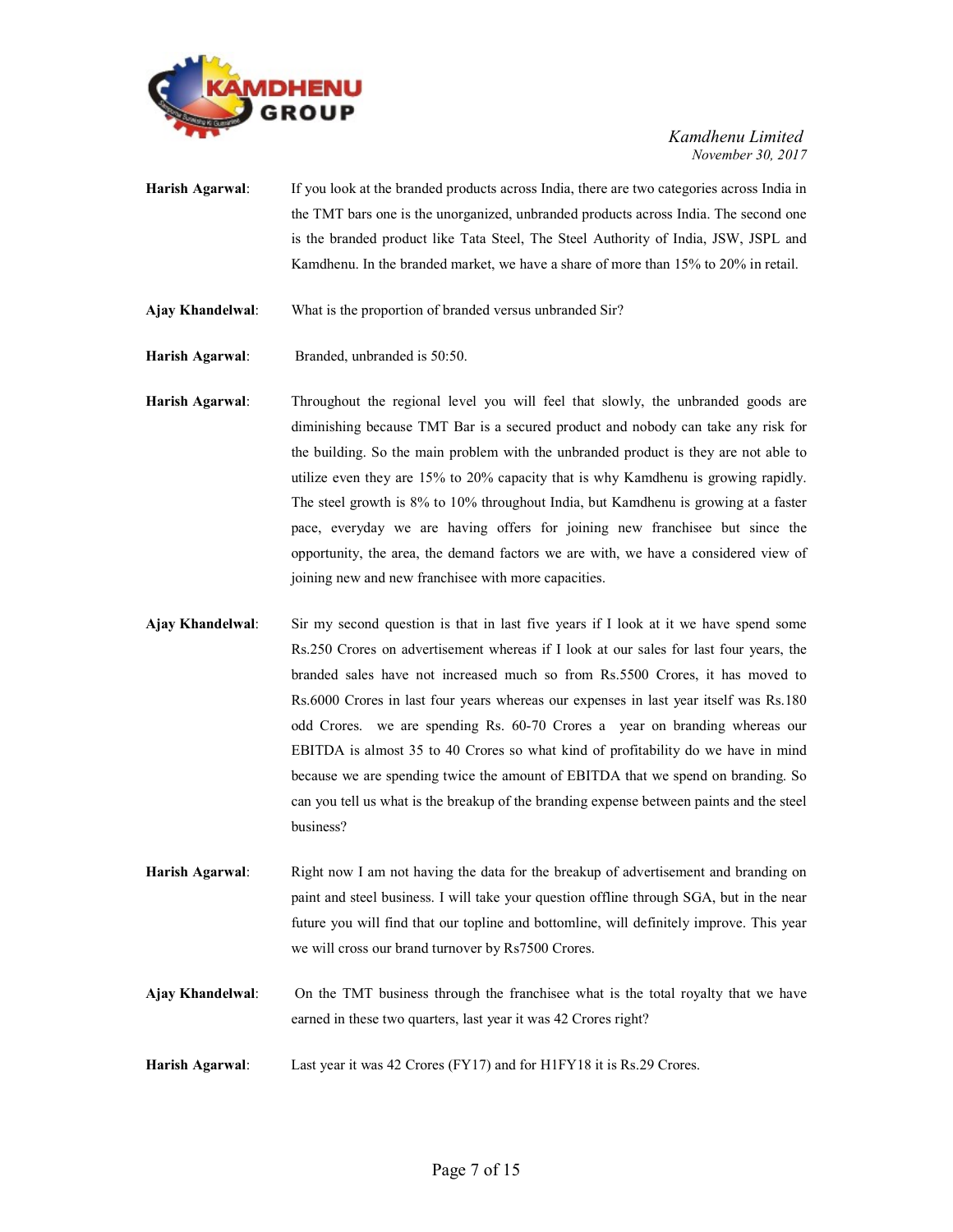**Harish Agarwal**: If you look at the branded products across India, there are two categories across India in the TMT bars one is the unorganized, unbranded products across India. The second one is the branded product like Tata Steel, The Steel Authority of India, JSW, JSPL and Kamdhenu. In the branded market, we have a share of more than 15% to 20% in retail.

**Ajay Khandelwal**: What is the proportion of branded versus unbranded Sir?

**Harish Agarwal**: Branded, unbranded is 50:50.

**Harish Agarwal**: Throughout the regional level you will feel that slowly, the unbranded goods are diminishing because TMT Bar is a secured product and nobody can take any risk for the building. So the main problem with the unbranded product is they are not able to utilize even they are 15% to 20% capacity that is why Kamdhenu is growing rapidly. The steel growth is 8% to 10% throughout India, but Kamdhenu is growing at a faster pace, everyday we are having offers for joining new franchisee but since the opportunity, the area, the demand factors we are with, we have a considered view of joining new and new franchisee with more capacities.

**Ajay Khandelwal**: Sir my second question is that in last five years if I look at it we have spend some Rs.250 Crores on advertisement whereas if I look at our sales for last four years, the branded sales have not increased much so from Rs.5500 Crores, it has moved to Rs.6000 Crores in last four years whereas our expenses in last year itself was Rs.180 odd Crores. we are spending Rs. 60-70 Crores a year on branding whereas our EBITDA is almost 35 to 40 Crores so what kind of profitability do we have in mind because we are spending twice the amount of EBITDA that we spend on branding. So can you tell us what is the breakup of the branding expense between paints and the steel business?

**Harish Agarwal**: Right now I am not having the data for the breakup of advertisement and branding on paint and steel business. I will take your question offline through SGA, but in the near future you will find that our topline and bottomline, will definitely improve. This year we will cross our brand turnover by Rs7500 Crores.

**Ajay Khandelwal**: On the TMT business through the franchisee what is the total royalty that we have earned in these two quarters, last year it was 42 Crores right?

**Harish Agarwal**: Last year it was 42 Crores (FY17) and for H1FY18 it is Rs.29 Crores.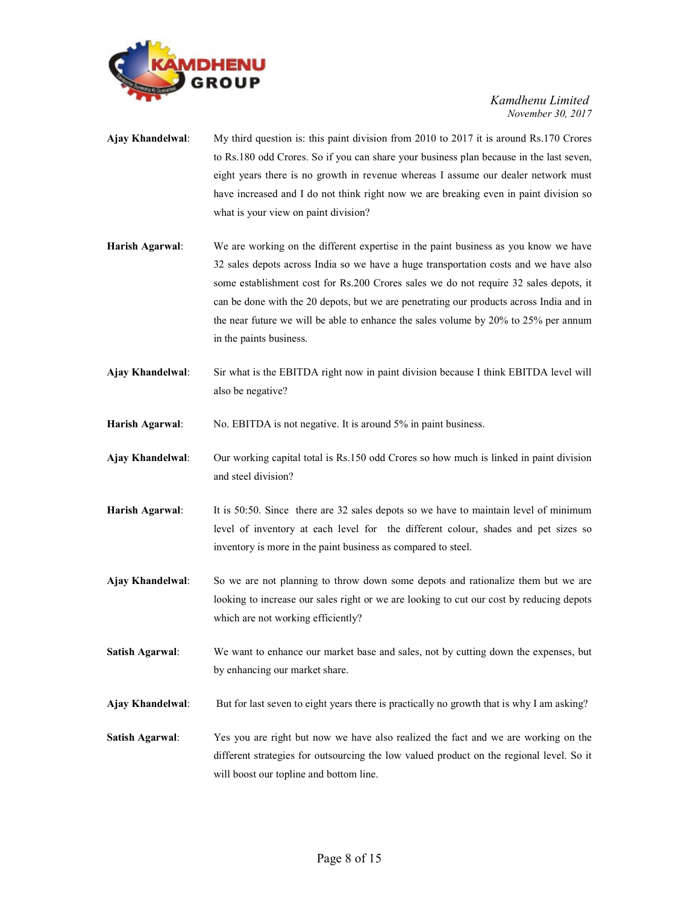**Ajay Khandelwal**: My third question is: this paint division from 2010 to 2017 it is around Rs.170 Crores to Rs.180 odd Crores. So if you can share your business plan because in the last seven, eight years there is no growth in revenue whereas I assume our dealer network must have increased and I do not think right now we are breaking even in paint division so what is your view on paint division?

**Harish Agarwal**: We are working on the different expertise in the paint business as you know we have 32 sales depots across India so we have a huge transportation costs and we have also some establishment cost for Rs.200 Crores sales we do not require 32 sales depots, it can be done with the 20 depots, but we are penetrating our products across India and in the near future we will be able to enhance the sales volume by 20% to 25% per annum in the paints business.

**Ajay Khandelwal**: Sir what is the EBITDA right now in paint division because I think EBITDA level will also be negative?

**Harish Agarwal**: No. EBITDA is not negative. It is around 5% in paint business.

**Ajay Khandelwal**: Our working capital total is Rs.150 odd Crores so how much is linked in paint division and steel division?

**Harish Agarwal**: It is 50:50. Since there are 32 sales depots so we have to maintain level of minimum level of inventory at each level for the different colour, shades and pet sizes so inventory is more in the paint business as compared to steel.

**Ajay Khandelwal**: So we are not planning to throw down some depots and rationalize them but we are looking to increase our sales right or we are looking to cut our cost by reducing depots which are not working efficiently?

**Satish Agarwal**: We want to enhance our market base and sales, not by cutting down the expenses, but by enhancing our market share.

**Ajay Khandelwal**: But for last seven to eight years there is practically no growth that is why I am asking?

**Satish Agarwal**: Yes you are right but now we have also realized the fact and we are working on the different strategies for outsourcing the low valued product on the regional level. So it will boost our topline and bottom line.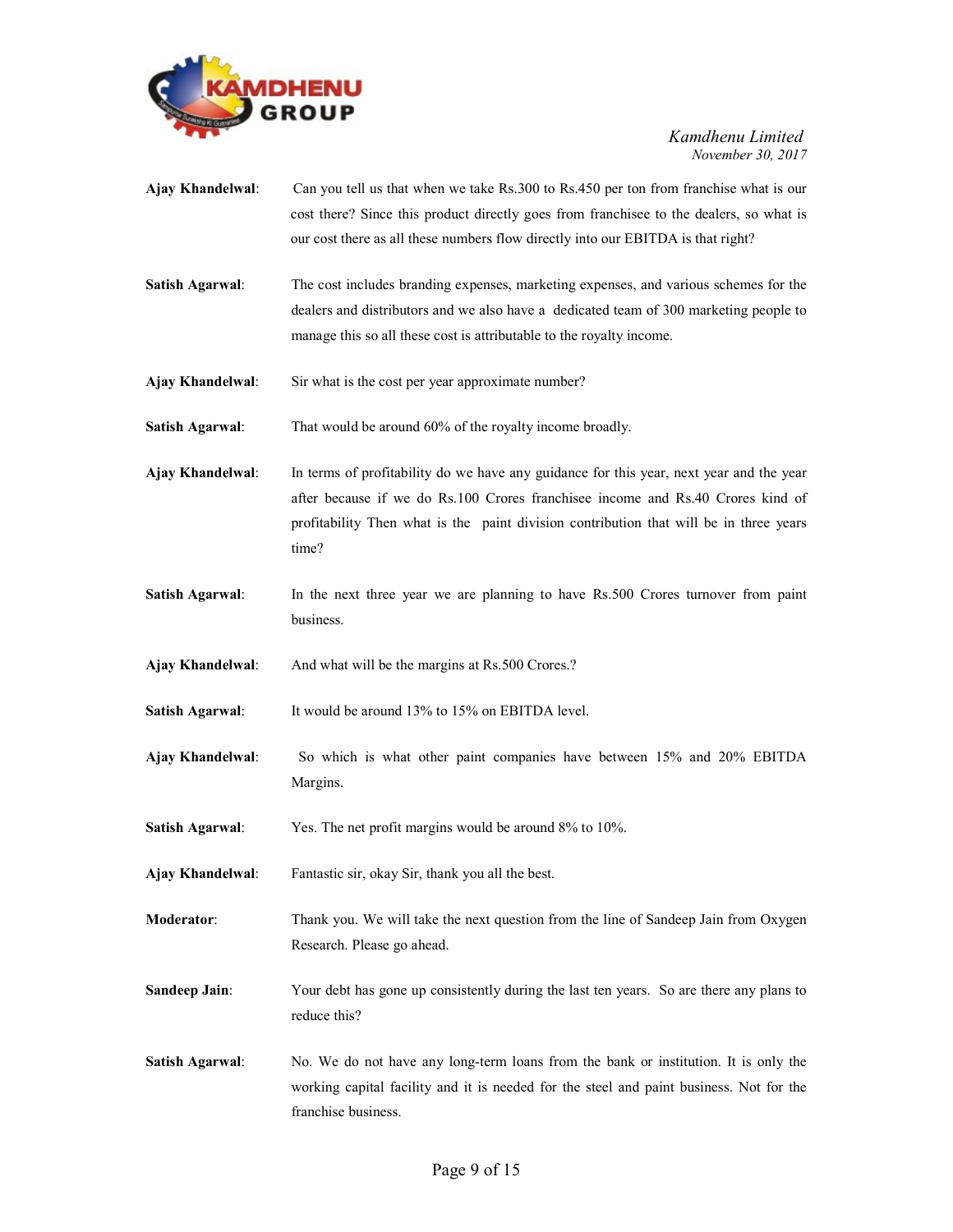**Ajay Khandelwal**: Can you tell us that when we take Rs.300 to Rs.450 per ton from franchise what is our cost there? Since this product directly goes from franchisee to the dealers, so what is our cost there as all these numbers flow directly into our EBITDA is that right?

**Satish Agarwal**: The cost includes branding expenses, marketing expenses, and various schemes for the dealers and distributors and we also have a dedicated team of 300 marketing people to manage this so all these cost is attributable to the royalty income.

**Ajay Khandelwal**: Sir what is the cost per year approximate number?

**Satish Agarwal**: That would be around 60% of the royalty income broadly.

**Ajay Khandelwal**: In terms of profitability do we have any guidance for this year, next year and the year after because if we do Rs.100 Crores franchisee income and Rs.40 Crores kind of profitability Then what is the paint division contribution that will be in three years time?

**Satish Agarwal**: In the next three year we are planning to have Rs.500 Crores turnover from paint business.

**Ajay Khandelwal**: And what will be the margins at Rs.500 Crores.?

**Satish Agarwal**: It would be around 13% to 15% on EBITDA level.

**Ajay Khandelwal**: So which is what other paint companies have between 15% and 20% EBITDA Margins.

**Satish Agarwal**: Yes. The net profit margins would be around 8% to 10%.

**Ajay Khandelwal**: Fantastic sir, okay Sir, thank you all the best.

**Moderator**: Thank you. We will take the next question from the line of Sandeep Jain from Oxygen Research. Please go ahead.

**Sandeep Jain**: Your debt has gone up consistently during the last ten years. So are there any plans to reduce this?

**Satish Agarwal**: No. We do not have any long-term loans from the bank or institution. It is only the working capital facility and it is needed for the steel and paint business. Not for the franchise business.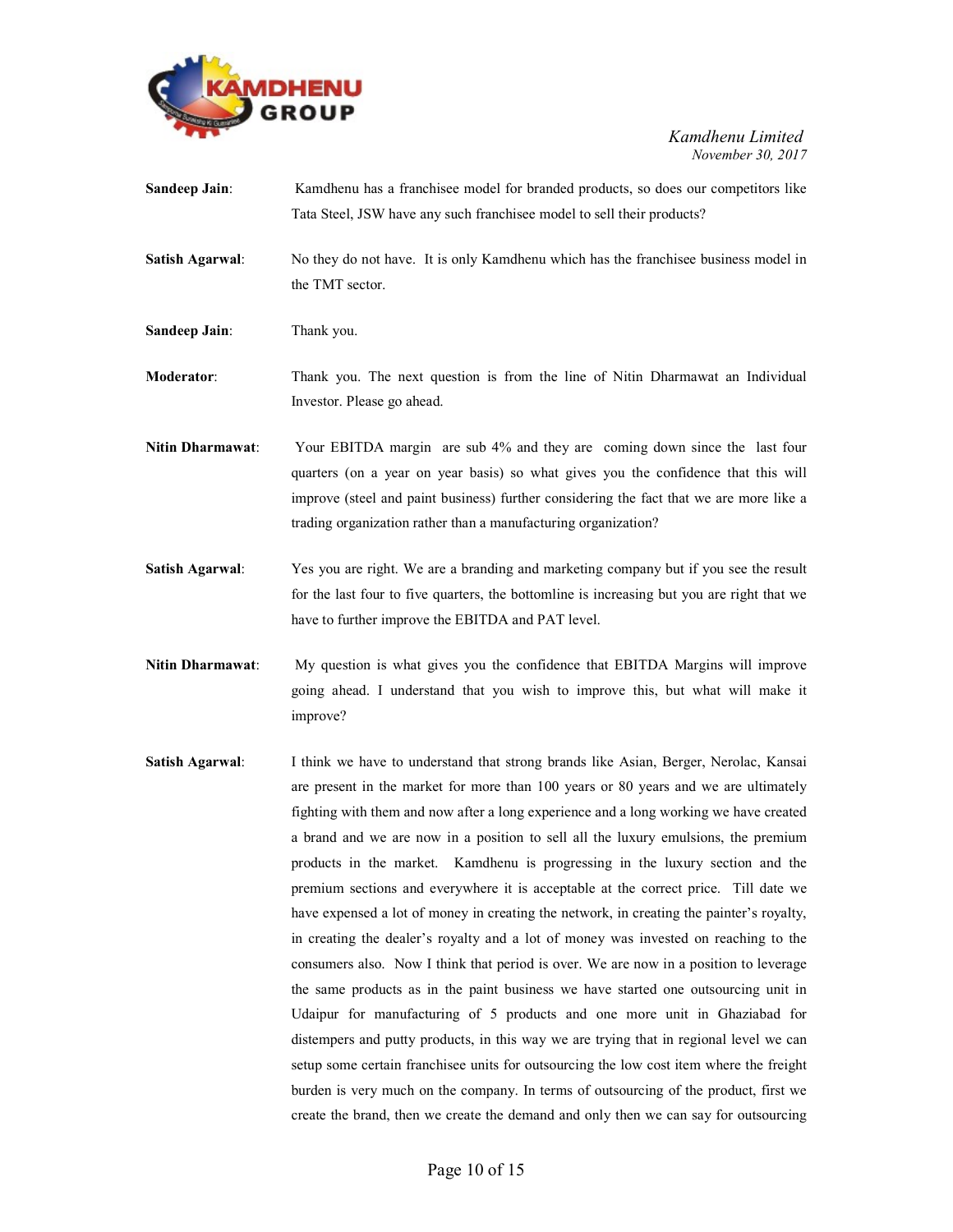**Sandeep Jain**: Kamdhenu has a franchisee model for branded products, so does our competitors like Tata Steel, JSW have any such franchisee model to sell their products?

**Satish Agarwal**: No they do not have. It is only Kamdhenu which has the franchisee business model in the TMT sector.

**Sandeep Jain**: Thank you.

**Moderator**: Thank you. The next question is from the line of Nitin Dharmawat an Individual Investor. Please go ahead.

**Nitin Dharmawat**: Your EBITDA margin are sub 4% and they are coming down since the last four quarters (on a year on year basis) so what gives you the confidence that this will improve (steel and paint business) further considering the fact that we are more like a trading organization rather than a manufacturing organization?

**Satish Agarwal**: Yes you are right. We are a branding and marketing company but if you see the result for the last four to five quarters, the bottomline is increasing but you are right that we have to further improve the EBITDA and PAT level.

**Nitin Dharmawat**: My question is what gives you the confidence that EBITDA Margins will improve going ahead. I understand that you wish to improve this, but what will make it improve?

**Satish Agarwal**: I think we have to understand that strong brands like Asian, Berger, Nerolac, Kansai are present in the market for more than 100 years or 80 years and we are ultimately fighting with them and now after a long experience and a long working we have created a brand and we are now in a position to sell all the luxury emulsions, the premium products in the market. Kamdhenu is progressing in the luxury section and the premium sections and everywhere it is acceptable at the correct price. Till date we have expensed a lot of money in creating the network, in creating the painter's royalty, in creating the dealer's royalty and a lot of money was invested on reaching to the consumers also. Now I think that period is over. We are now in a position to leverage the same products as in the paint business we have started one outsourcing unit in Udaipur for manufacturing of 5 products and one more unit in Ghaziabad for distempers and putty products, in this way we are trying that in regional level we can setup some certain franchisee units for outsourcing the low cost item where the freight burden is very much on the company. In terms of outsourcing of the product, first we create the brand, then we create the demand and only then we can say for outsourcing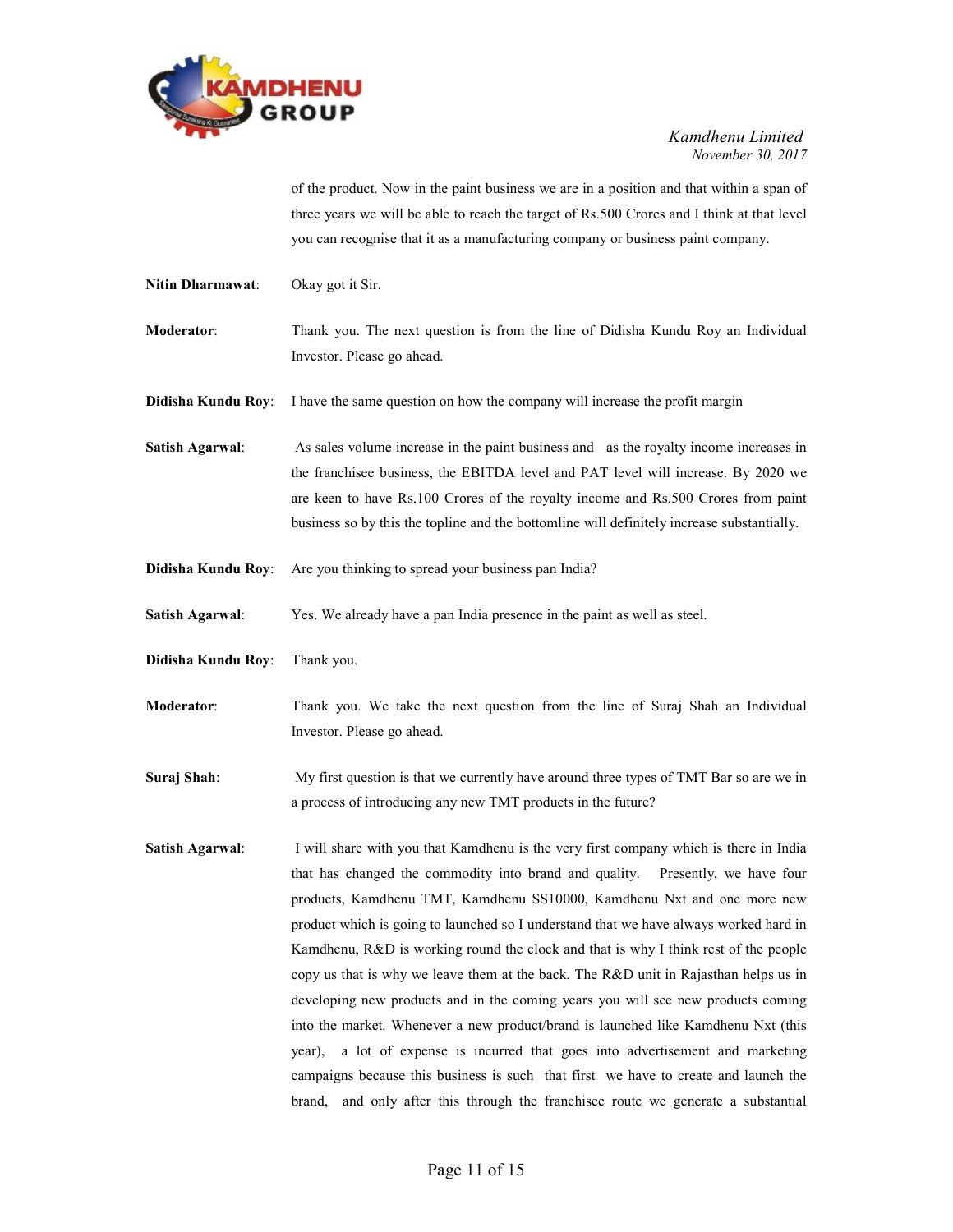of the product. Now in the paint business we are in a position and that within a span of three years we will be able to reach the target of Rs.500 Crores and I think at that level you can recognise that it as a manufacturing company or business paint company.

**Nitin Dharmawat**: Okay got it Sir.

**Moderator**: Thank you. The next question is from the line of Didisha Kundu Roy an Individual Investor. Please go ahead.

**Didisha Kundu Roy**: I have the same question on how the company will increase the profit margin

**Satish Agarwal**: As sales volume increase in the paint business and as the royalty income increases in the franchisee business, the EBITDA level and PAT level will increase. By 2020 we are keen to have Rs.100 Crores of the royalty income and Rs.500 Crores from paint business so by this the topline and the bottomline will definitely increase substantially.

**Didisha Kundu Roy**: Are you thinking to spread your business pan India?

**Satish Agarwal**: Yes. We already have a pan India presence in the paint as well as steel.

**Didisha Kundu Roy**: Thank you.

**Moderator**: Thank you. We take the next question from the line of Suraj Shah an Individual Investor. Please go ahead.

**Suraj Shah**: My first question is that we currently have around three types of TMT Bar so are we in a process of introducing any new TMT products in the future?

**Satish Agarwal**: I will share with you that Kamdhenu is the very first company which is there in India that has changed the commodity into brand and quality. Presently, we have four products, Kamdhenu TMT, Kamdhenu SS10000, Kamdhenu Nxt and one more new product which is going to launched so I understand that we have always worked hard in Kamdhenu, R&D is working round the clock and that is why I think rest of the people copy us that is why we leave them at the back. The R&D unit in Rajasthan helps us in developing new products and in the coming years you will see new products coming into the market. Whenever a new product/brand is launched like Kamdhenu Nxt (this year), a lot of expense is incurred that goes into advertisement and marketing campaigns because this business is such that first we have to create and launch the brand, and only after this through the franchisee route we generate a substantial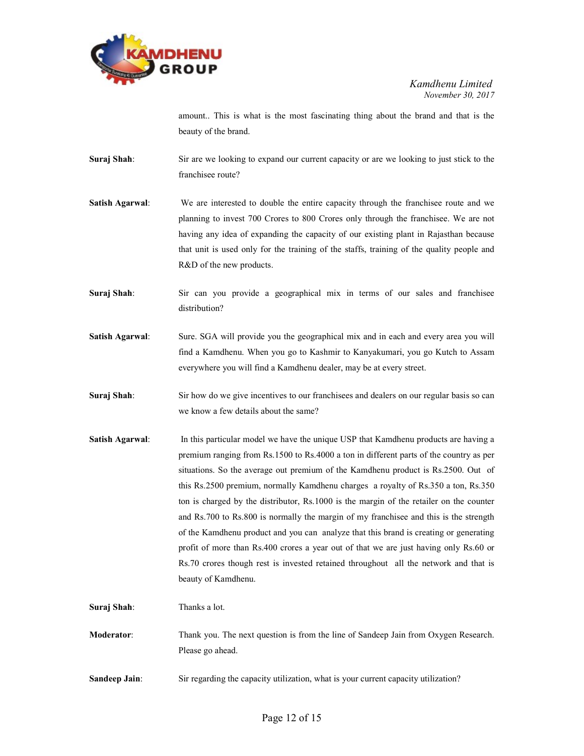amount.. This is what is the most fascinating thing about the brand and that is the beauty of the brand.

**Suraj Shah**: Sir are we looking to expand our current capacity or are we looking to just stick to the franchisee route?

**Satish Agarwal**: We are interested to double the entire capacity through the franchisee route and we planning to invest 700 Crores to 800 Crores only through the franchisee. We are not having any idea of expanding the capacity of our existing plant in Rajasthan because that unit is used only for the training of the staffs, training of the quality people and R&D of the new products.

**Suraj Shah**: Sir can you provide a geographical mix in terms of our sales and franchisee distribution?

**Satish Agarwal**: Sure. SGA will provide you the geographical mix and in each and every area you will find a Kamdhenu. When you go to Kashmir to Kanyakumari, you go Kutch to Assam everywhere you will find a Kamdhenu dealer, may be at every street.

**Suraj Shah**: Sir how do we give incentives to our franchisees and dealers on our regular basis so can we know a few details about the same?

**Satish Agarwal**: In this particular model we have the unique USP that Kamdhenu products are having a premium ranging from Rs.1500 to Rs.4000 a ton in different parts of the country as per situations. So the average out premium of the Kamdhenu product is Rs.2500. Out of this Rs.2500 premium, normally Kamdhenu charges a royalty of Rs.350 a ton, Rs.350 ton is charged by the distributor, Rs.1000 is the margin of the retailer on the counter and Rs.700 to Rs.800 is normally the margin of my franchisee and this is the strength of the Kamdhenu product and you can analyze that this brand is creating or generating profit of more than Rs.400 crores a year out of that we are just having only Rs.60 or Rs.70 crores though rest is invested retained throughout all the network and that is beauty of Kamdhenu.

**Suraj Shah**: Thanks a lot.

**Moderator**: Thank you. The next question is from the line of Sandeep Jain from Oxygen Research. Please go ahead.

**Sandeep Jain**: Sir regarding the capacity utilization, what is your current capacity utilization?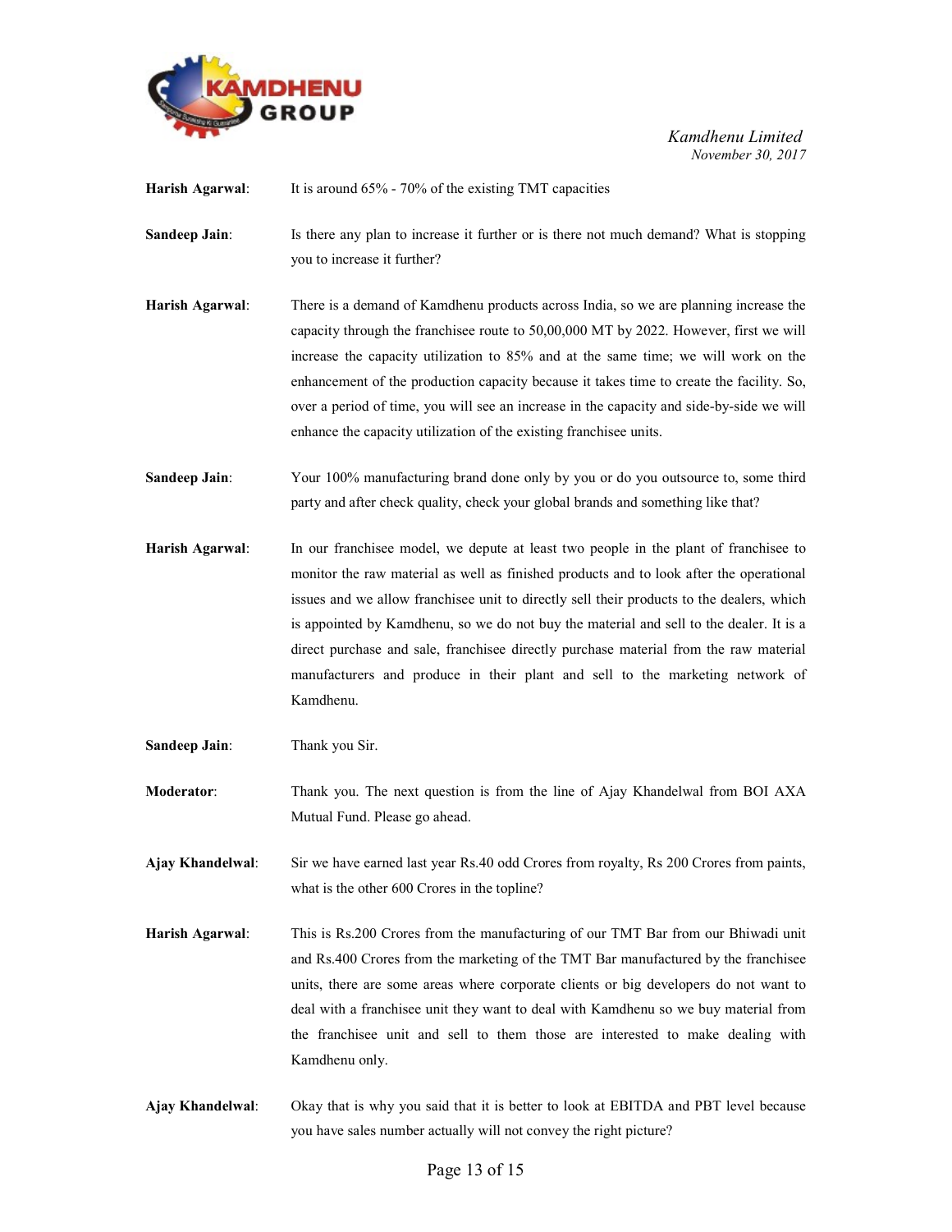**Harish Agarwal**: It is around 65% - 70% of the existing TMT capacities

**Sandeep Jain**: Is there any plan to increase it further or is there not much demand? What is stopping you to increase it further?

**Harish Agarwal**: There is a demand of Kamdhenu products across India, so we are planning increase the capacity through the franchisee route to 50,00,000 MT by 2022. However, first we will increase the capacity utilization to 85% and at the same time; we will work on the enhancement of the production capacity because it takes time to create the facility. So, over a period of time, you will see an increase in the capacity and side-by-side we will enhance the capacity utilization of the existing franchisee units.

**Sandeep Jain**: Your 100% manufacturing brand done only by you or do you outsource to, some third party and after check quality, check your global brands and something like that?

**Harish Agarwal**: In our franchisee model, we depute at least two people in the plant of franchisee to monitor the raw material as well as finished products and to look after the operational issues and we allow franchisee unit to directly sell their products to the dealers, which is appointed by Kamdhenu, so we do not buy the material and sell to the dealer. It is a direct purchase and sale, franchisee directly purchase material from the raw material manufacturers and produce in their plant and sell to the marketing network of Kamdhenu.

**Sandeep Jain**: Thank you Sir.

**Moderator**: Thank you. The next question is from the line of Ajay Khandelwal from BOI AXA Mutual Fund. Please go ahead.

**Ajay Khandelwal**: Sir we have earned last year Rs.40 odd Crores from royalty, Rs 200 Crores from paints, what is the other 600 Crores in the topline?

**Harish Agarwal**: This is Rs.200 Crores from the manufacturing of our TMT Bar from our Bhiwadi unit and Rs.400 Crores from the marketing of the TMT Bar manufactured by the franchisee units, there are some areas where corporate clients or big developers do not want to deal with a franchisee unit they want to deal with Kamdhenu so we buy material from the franchisee unit and sell to them those are interested to make dealing with Kamdhenu only.

**Ajay Khandelwal**: Okay that is why you said that it is better to look at EBITDA and PBT level because you have sales number actually will not convey the right picture?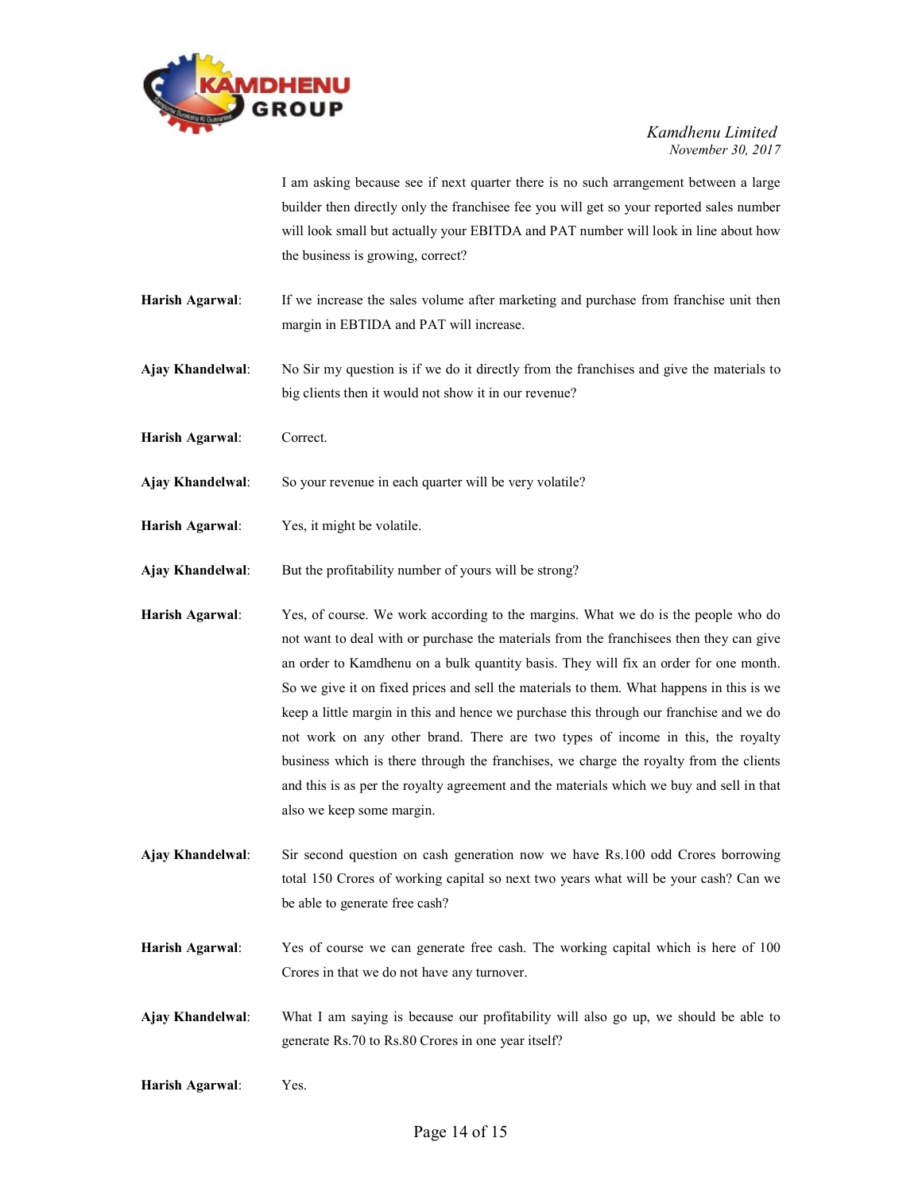I am asking because see if next quarter there is no such arrangement between a large builder then directly only the franchisee fee you will get so your reported sales number will look small but actually your EBITDA and PAT number will look in line about how the business is growing, correct?

**Harish Agarwal**: If we increase the sales volume after marketing and purchase from franchise unit then margin in EBTIDA and PAT will increase.

**Ajay Khandelwal**: No Sir my question is if we do it directly from the franchises and give the materials to big clients then it would not show it in our revenue?

**Harish Agarwal**: Correct.

**Ajay Khandelwal**: So your revenue in each quarter will be very volatile?

**Harish Agarwal**: Yes, it might be volatile.

**Ajay Khandelwal**: But the profitability number of yours will be strong?

**Harish Agarwal**: Yes, of course. We work according to the margins. What we do is the people who do not want to deal with or purchase the materials from the franchisees then they can give an order to Kamdhenu on a bulk quantity basis. They will fix an order for one month. So we give it on fixed prices and sell the materials to them. What happens in this is we keep a little margin in this and hence we purchase this through our franchise and we do not work on any other brand. There are two types of income in this, the royalty business which is there through the franchises, we charge the royalty from the clients and this is as per the royalty agreement and the materials which we buy and sell in that also we keep some margin.

**Ajay Khandelwal**: Sir second question on cash generation now we have Rs.100 odd Crores borrowing total 150 Crores of working capital so next two years what will be your cash? Can we be able to generate free cash?

**Harish Agarwal**: Yes of course we can generate free cash. The working capital which is here of 100 Crores in that we do not have any turnover.

**Ajay Khandelwal**: What I am saying is because our profitability will also go up, we should be able to generate Rs.70 to Rs.80 Crores in one year itself?

**Harish Agarwal**: Yes.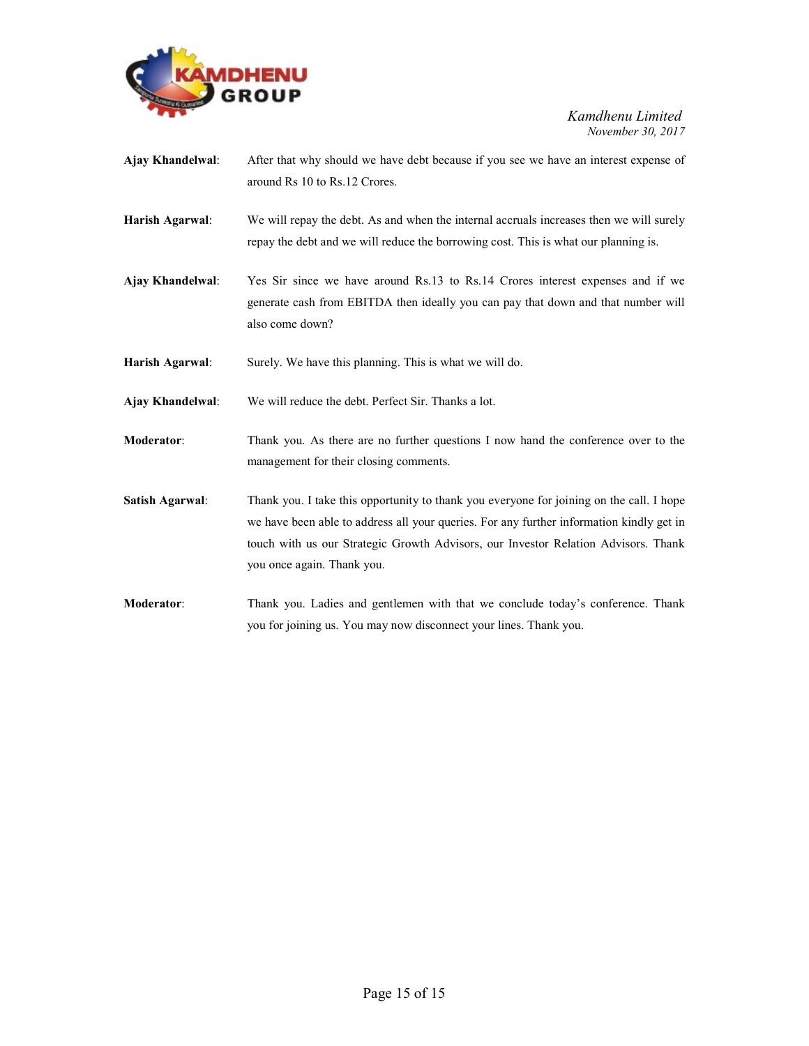**Ajay Khandelwal**: After that why should we have debt because if you see we have an interest expense of around Rs 10 to Rs.12 Crores.

**Harish Agarwal**: We will repay the debt. As and when the internal accruals increases then we will surely repay the debt and we will reduce the borrowing cost. This is what our planning is.

**Ajay Khandelwal**: Yes Sir since we have around Rs.13 to Rs.14 Crores interest expenses and if we generate cash from EBITDA then ideally you can pay that down and that number will also come down?

**Harish Agarwal**: Surely. We have this planning. This is what we will do.

**Ajay Khandelwal**: We will reduce the debt. Perfect Sir. Thanks a lot.

**Moderator**: Thank you. As there are no further questions I now hand the conference over to the management for their closing comments.

**Satish Agarwal**: Thank you. I take this opportunity to thank you everyone for joining on the call. I hope we have been able to address all your queries. For any further information kindly get in touch with us our Strategic Growth Advisors, our Investor Relation Advisors. Thank you once again. Thank you.

**Moderator**: Thank you. Ladies and gentlemen with that we conclude today's conference. Thank you for joining us. You may now disconnect your lines. Thank you.